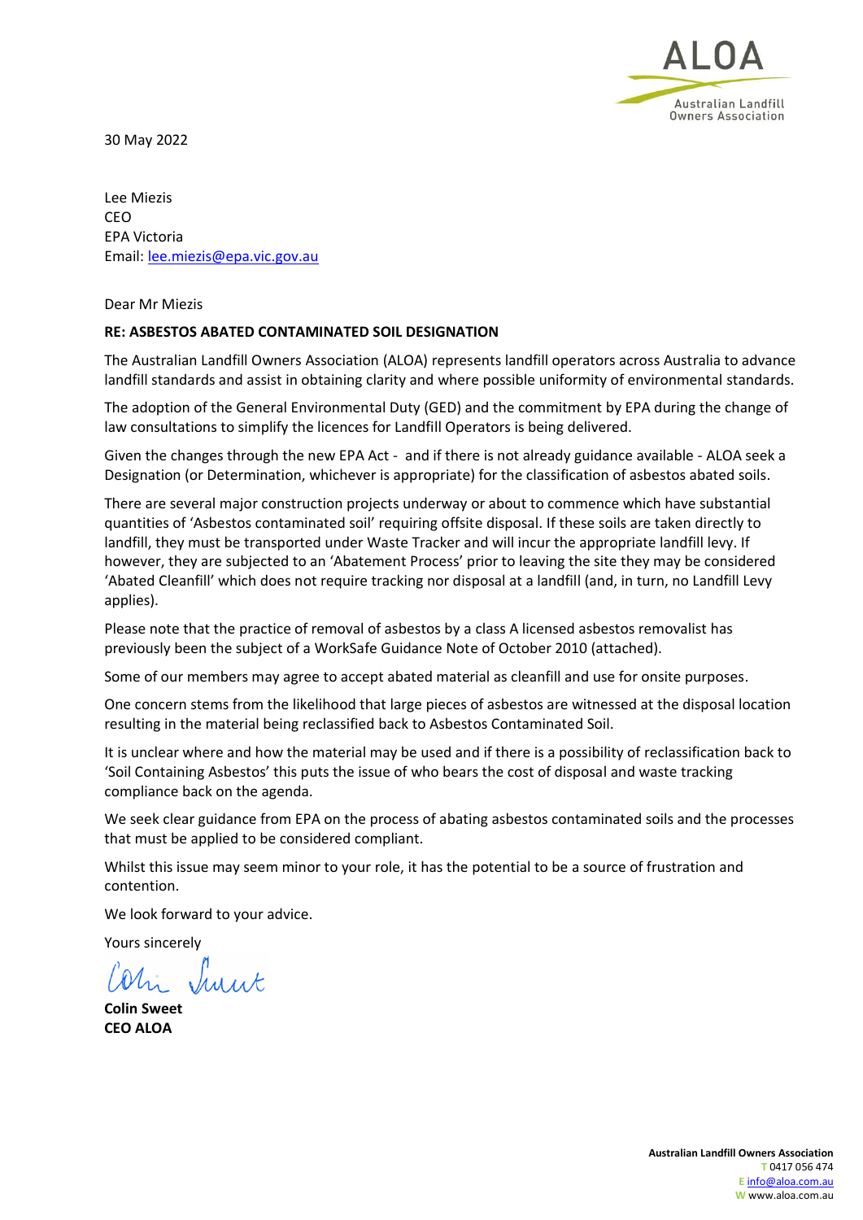ALOA
Australian Landfill Owners Association

30 May 2022

Lee Miezis
CEO
EPA Victoria
Email: lee.miezis@epa.vic.gov.au

Dear Mr Miezis

**RE: ASBESTOS ABATED CONTAMINATED SOIL DESIGNATION**

The Australian Landfill Owners Association (ALOA) represents landfill operators across Australia to advance landfill standards and assist in obtaining clarity and where possible uniformity of environmental standards.

The adoption of the General Environmental Duty (GED) and the commitment by EPA during the change of law consultations to simplify the licences for Landfill Operators is being delivered.

Given the changes through the new EPA Act - and if there is not already guidance available - ALOA seek a Designation (or Determination, whichever is appropriate) for the classification of asbestos abated soils.

There are several major construction projects underway or about to commence which have substantial quantities of 'Asbestos contaminated soil' requiring offsite disposal. If these soils are taken directly to landfill, they must be transported under Waste Tracker and will incur the appropriate landfill levy. If however, they are subjected to an 'Abatement Process' prior to leaving the site they may be considered 'Abated Cleanfill' which does not require tracking nor disposal at a landfill (and, in turn, no Landfill Levy applies).

Please note that the practice of removal of asbestos by a class A licensed asbestos removalist has previously been the subject of a WorkSafe Guidance Note of October 2010 (attached).

Some of our members may agree to accept abated material as cleanfill and use for onsite purposes.

One concern stems from the likelihood that large pieces of asbestos are witnessed at the disposal location resulting in the material being reclassified back to Asbestos Contaminated Soil.

It is unclear where and how the material may be used and if there is a possibility of reclassification back to 'Soil Containing Asbestos' this puts the issue of who bears the cost of disposal and waste tracking compliance back on the agenda.

We seek clear guidance from EPA on the process of abating asbestos contaminated soils and the processes that must be applied to be considered compliant.

Whilst this issue may seem minor to your role, it has the potential to be a source of frustration and contention.

We look forward to your advice.

Yours sincerely

**Colin Sweet**
**CEO ALOA**

**Australian Landfill Owners Association**
T 0417 056 474
E info@aloa.com.au
W www.aloa.com.au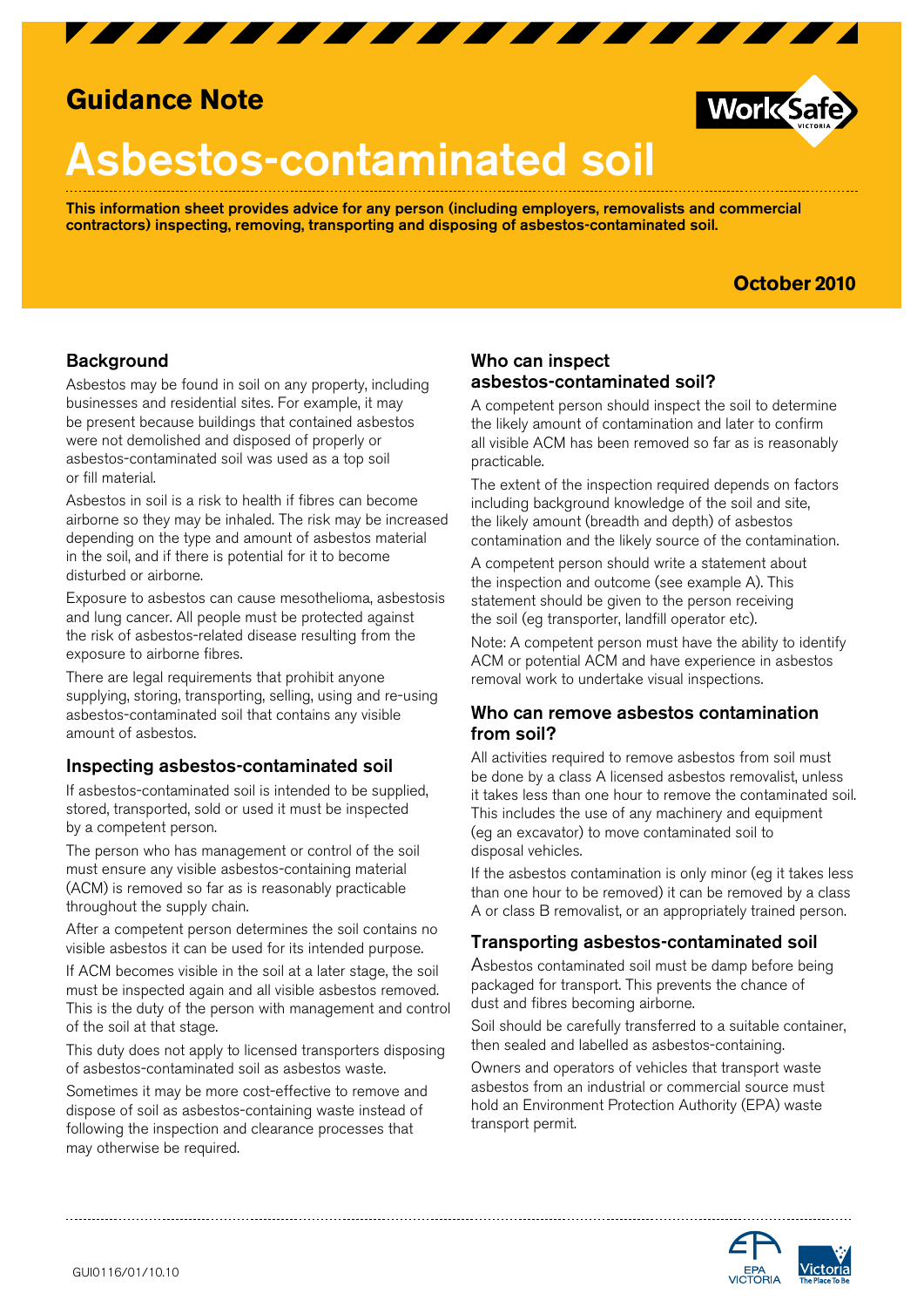# Guidance Note

# Asbestos-contaminated soil

**This information sheet provides advice for any person (including employers, removalists and commercial contractors) inspecting, removing, transporting and disposing of asbestos-contaminated soil.**

**October 2010**

## Background

Asbestos may be found in soil on any property, including businesses and residential sites. For example, it may be present because buildings that contained asbestos were not demolished and disposed of properly or asbestos-contaminated soil was used as a top soil or fill material.

Asbestos in soil is a risk to health if fibres can become airborne so they may be inhaled. The risk may be increased depending on the type and amount of asbestos material in the soil, and if there is potential for it to become disturbed or airborne.

Exposure to asbestos can cause mesothelioma, asbestosis and lung cancer. All people must be protected against the risk of asbestos-related disease resulting from the exposure to airborne fibres.

There are legal requirements that prohibit anyone supplying, storing, transporting, selling, using and re-using asbestos-contaminated soil that contains any visible amount of asbestos.

## Inspecting asbestos-contaminated soil

If asbestos-contaminated soil is intended to be supplied, stored, transported, sold or used it must be inspected by a competent person.

The person who has management or control of the soil must ensure any visible asbestos-containing material (ACM) is removed so far as is reasonably practicable throughout the supply chain.

After a competent person determines the soil contains no visible asbestos it can be used for its intended purpose.

If ACM becomes visible in the soil at a later stage, the soil must be inspected again and all visible asbestos removed. This is the duty of the person with management and control of the soil at that stage.

This duty does not apply to licensed transporters disposing of asbestos-contaminated soil as asbestos waste.

Sometimes it may be more cost-effective to remove and dispose of soil as asbestos-containing waste instead of following the inspection and clearance processes that may otherwise be required.

## Who can inspect asbestos-contaminated soil?

A competent person should inspect the soil to determine the likely amount of contamination and later to confirm all visible ACM has been removed so far as is reasonably practicable.

The extent of the inspection required depends on factors including background knowledge of the soil and site, the likely amount (breadth and depth) of asbestos contamination and the likely source of the contamination.

A competent person should write a statement about the inspection and outcome (see example A). This statement should be given to the person receiving the soil (eg transporter, landfill operator etc).

Note: A competent person must have the ability to identify ACM or potential ACM and have experience in asbestos removal work to undertake visual inspections.

## Who can remove asbestos contamination from soil?

All activities required to remove asbestos from soil must be done by a class A licensed asbestos removalist, unless it takes less than one hour to remove the contaminated soil. This includes the use of any machinery and equipment (eg an excavator) to move contaminated soil to disposal vehicles.

If the asbestos contamination is only minor (eg it takes less than one hour to be removed) it can be removed by a class A or class B removalist, or an appropriately trained person.

## Transporting asbestos-contaminated soil

Asbestos contaminated soil must be damp before being packaged for transport. This prevents the chance of dust and fibres becoming airborne.

Soil should be carefully transferred to a suitable container, then sealed and labelled as asbestos-containing.

Owners and operators of vehicles that transport waste asbestos from an industrial or commercial source must hold an Environment Protection Authority (EPA) waste transport permit.

GUI0116/01/10.10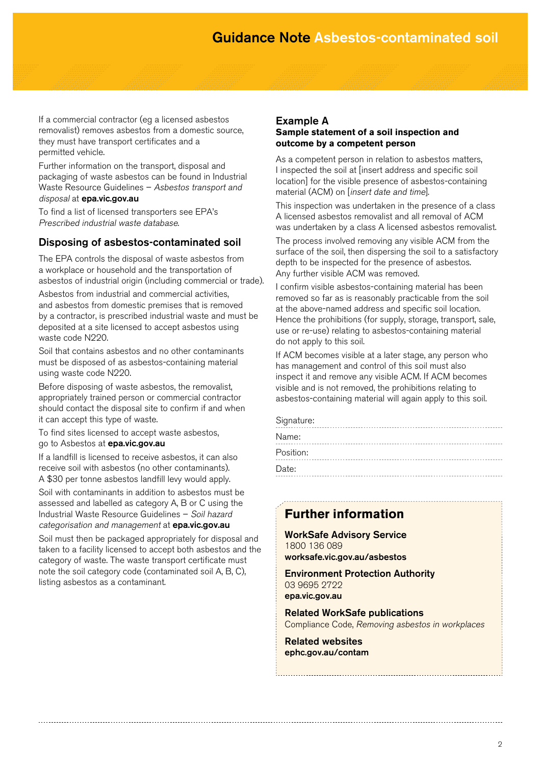If a commercial contractor (eg a licensed asbestos removalist) removes asbestos from a domestic source, they must have transport certificates and a permitted vehicle.

Further information on the transport, disposal and packaging of waste asbestos can be found in Industrial Waste Resource Guidelines – *Asbestos transport and disposal* at **epa.vic.gov.au**

To find a list of licensed transporters see EPA's *Prescribed industrial waste database*.

## Disposing of asbestos-contaminated soil

The EPA controls the disposal of waste asbestos from a workplace or household and the transportation of asbestos of industrial origin (including commercial or trade).

Asbestos from industrial and commercial activities, and asbestos from domestic premises that is removed by a contractor, is prescribed industrial waste and must be deposited at a site licensed to accept asbestos using waste code N220.

Soil that contains asbestos and no other contaminants must be disposed of as asbestos-containing material using waste code N220.

Before disposing of waste asbestos, the removalist, appropriately trained person or commercial contractor should contact the disposal site to confirm if and when it can accept this type of waste.

To find sites licensed to accept waste asbestos, go to Asbestos at **epa.vic.gov.au**

If a landfill is licensed to receive asbestos, it can also receive soil with asbestos (no other contaminants). A $30 per tonne asbestos landfill levy would apply.

Soil with contaminants in addition to asbestos must be assessed and labelled as category A, B or C using the Industrial Waste Resource Guidelines – *Soil hazard categorisation and management* at **epa.vic.gov.au**

Soil must then be packaged appropriately for disposal and taken to a facility licensed to accept both asbestos and the category of waste. The waste transport certificate must note the soil category code (contaminated soil A, B, C), listing asbestos as a contaminant.

## Example A

**Sample statement of a soil inspection and outcome by a competent person**

As a competent person in relation to asbestos matters, I inspected the soil at [insert address and specific soil location] for the visible presence of asbestos-containing material (ACM) on [*insert date and time*].

This inspection was undertaken in the presence of a class A licensed asbestos removalist and all removal of ACM was undertaken by a class A licensed asbestos removalist.

The process involved removing any visible ACM from the surface of the soil, then dispersing the soil to a satisfactory depth to be inspected for the presence of asbestos. Any further visible ACM was removed.

I confirm visible asbestos-containing material has been removed so far as is reasonably practicable from the soil at the above-named address and specific soil location. Hence the prohibitions (for supply, storage, transport, sale, use or re-use) relating to asbestos-containing material do not apply to this soil.

If ACM becomes visible at a later stage, any person who has management and control of this soil must also inspect it and remove any visible ACM. If ACM becomes visible and is not removed, the prohibitions relating to asbestos-containing material will again apply to this soil.

Signature:

Name:

Position:

Date:

## Further information

**WorkSafe Advisory Service**
1800 136 089
**worksafe.vic.gov.au/asbestos**

**Environment Protection Authority**
03 9695 2722
**epa.vic.gov.au**

**Related WorkSafe publications**
Compliance Code, *Removing asbestos in workplaces*

**Related websites**
**ephc.gov.au/contam**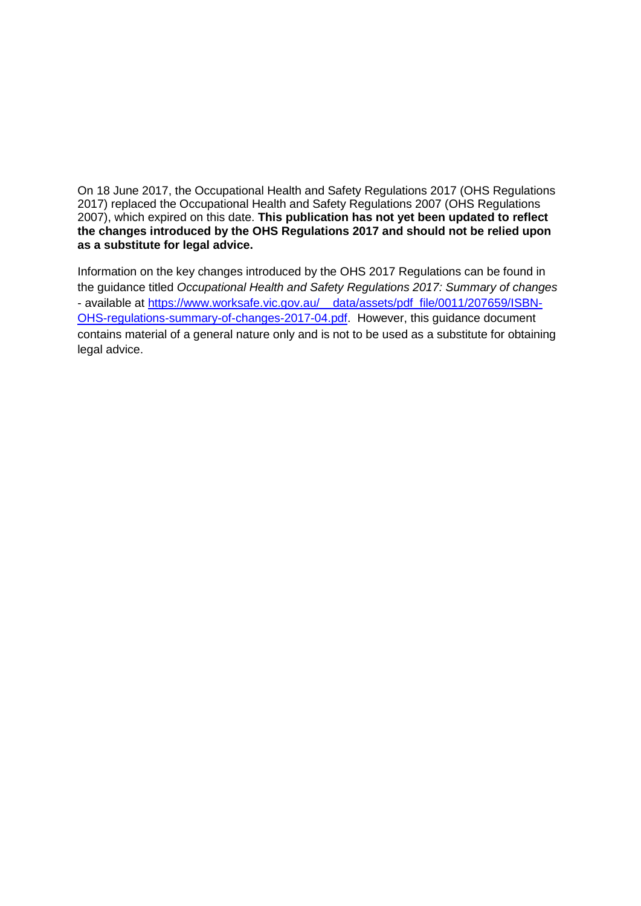On 18 June 2017, the Occupational Health and Safety Regulations 2017 (OHS Regulations 2017) replaced the Occupational Health and Safety Regulations 2007 (OHS Regulations 2007), which expired on this date. **This publication has not yet been updated to reflect the changes introduced by the OHS Regulations 2017 and should not be relied upon as a substitute for legal advice.**

Information on the key changes introduced by the OHS 2017 Regulations can be found in the guidance titled *Occupational Health and Safety Regulations 2017: Summary of changes* - available at [https://www.worksafe.vic.gov.au/__data/assets/pdf_file/0011/207659/ISBN-OHS-regulations-summary-of-changes-2017-04.pdf](https://www.worksafe.vic.gov.au/__data/assets/pdf_file/0011/207659/ISBN-OHS-regulations-summary-of-changes-2017-04.pdf). However, this guidance document contains material of a general nature only and is not to be used as a substitute for obtaining legal advice.